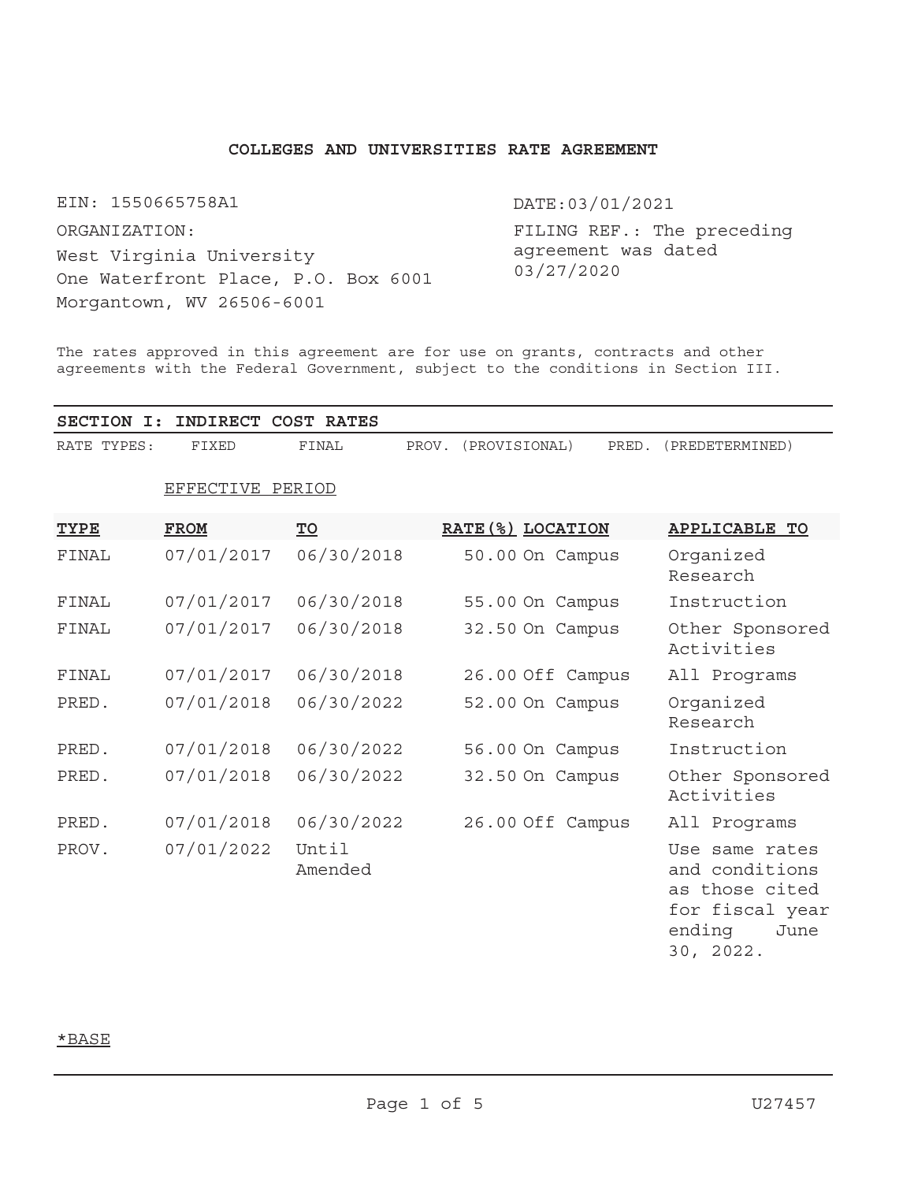## COLLEGES AND UNIVERSITIES RATE AGREEMENT

EIN: 1550665758A1

ORGANIZATION:
West Virginia University
One Waterfront Place, P.O. Box 6001
Morgantown, WV 26506-6001

DATE:03/01/2021

FILING REF.: The preceding agreement was dated 03/27/2020

The rates approved in this agreement are for use on grants, contracts and other agreements with the Federal Government, subject to the conditions in Section III.

**SECTION I: INDIRECT COST RATES**

RATE TYPES: FIXED FINAL PROV. (PROVISIONAL) PRED. (PREDETERMINED)

EFFECTIVE PERIOD

| TYPE | FROM | TO | RATE(%) | LOCATION | APPLICABLE TO |
|---|---|---|---|---|---|
| FINAL | 07/01/2017 | 06/30/2018 | 50.00 | On Campus | Organized Research |
| FINAL | 07/01/2017 | 06/30/2018 | 55.00 | On Campus | Instruction |
| FINAL | 07/01/2017 | 06/30/2018 | 32.50 | On Campus | Other Sponsored Activities |
| FINAL | 07/01/2017 | 06/30/2018 | 26.00 | Off Campus | All Programs |
| PRED. | 07/01/2018 | 06/30/2022 | 52.00 | On Campus | Organized Research |
| PRED. | 07/01/2018 | 06/30/2022 | 56.00 | On Campus | Instruction |
| PRED. | 07/01/2018 | 06/30/2022 | 32.50 | On Campus | Other Sponsored Activities |
| PRED. | 07/01/2018 | 06/30/2022 | 26.00 | Off Campus | All Programs |
| PROV. | 07/01/2022 | Until Amended | | | Use same rates and conditions as those cited for fiscal year ending June 30, 2022. |

*BASE

U27457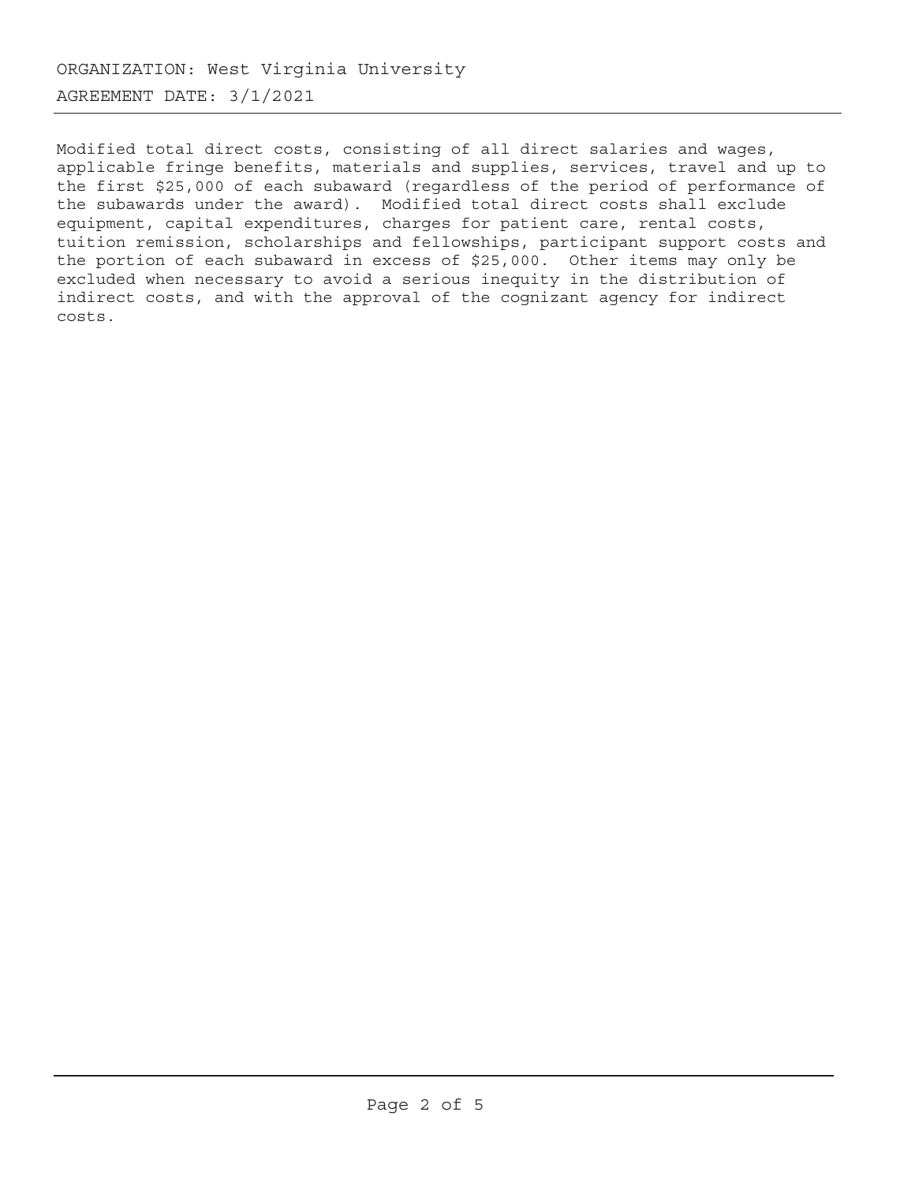ORGANIZATION: West Virginia University

AGREEMENT DATE: 3/1/2021

---

Modified total direct costs, consisting of all direct salaries and wages, applicable fringe benefits, materials and supplies, services, travel and up to the first $25,000 of each subaward (regardless of the period of performance of the subawards under the award). Modified total direct costs shall exclude equipment, capital expenditures, charges for patient care, rental costs, tuition remission, scholarships and fellowships, participant support costs and the portion of each subaward in excess of $25,000. Other items may only be excluded when necessary to avoid a serious inequity in the distribution of indirect costs, and with the approval of the cognizant agency for indirect costs.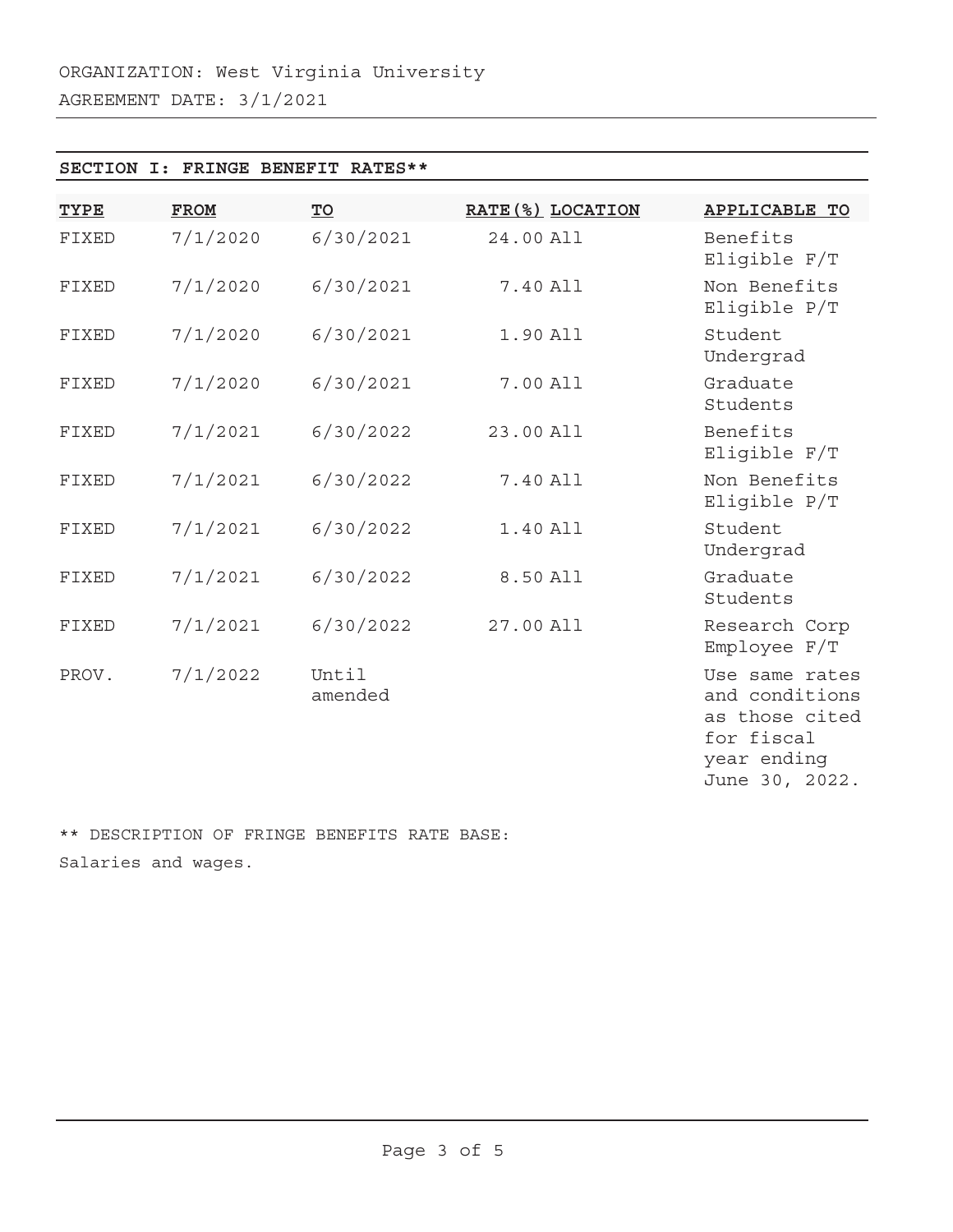ORGANIZATION: West Virginia University

AGREEMENT DATE: 3/1/2021

**SECTION I: FRINGE BENEFIT RATES****

| TYPE | FROM | TO | RATE(%) | LOCATION | APPLICABLE TO |
|---|---|---|---|---|---|
| FIXED | 7/1/2020 | 6/30/2021 | 24.00 | All | Benefits Eligible F/T |
| FIXED | 7/1/2020 | 6/30/2021 | 7.40 | All | Non Benefits Eligible P/T |
| FIXED | 7/1/2020 | 6/30/2021 | 1.90 | All | Student Undergrad |
| FIXED | 7/1/2020 | 6/30/2021 | 7.00 | All | Graduate Students |
| FIXED | 7/1/2021 | 6/30/2022 | 23.00 | All | Benefits Eligible F/T |
| FIXED | 7/1/2021 | 6/30/2022 | 7.40 | All | Non Benefits Eligible P/T |
| FIXED | 7/1/2021 | 6/30/2022 | 1.40 | All | Student Undergrad |
| FIXED | 7/1/2021 | 6/30/2022 | 8.50 | All | Graduate Students |
| FIXED | 7/1/2021 | 6/30/2022 | 27.00 | All | Research Corp Employee F/T |
| PROV. | 7/1/2022 | Until amended | | | Use same rates and conditions as those cited for fiscal year ending June 30, 2022. |

** DESCRIPTION OF FRINGE BENEFITS RATE BASE:

Salaries and wages.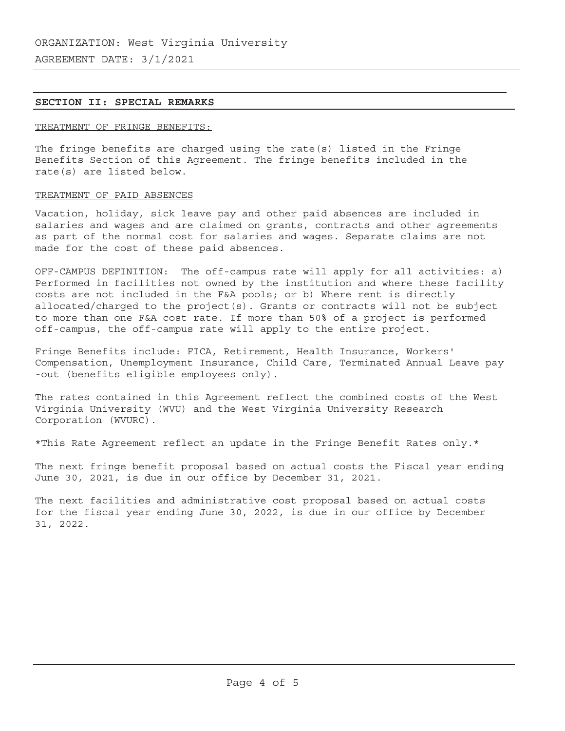ORGANIZATION: West Virginia University

AGREEMENT DATE: 3/1/2021

## SECTION II: SPECIAL REMARKS

TREATMENT OF FRINGE BENEFITS:

The fringe benefits are charged using the rate(s) listed in the Fringe Benefits Section of this Agreement. The fringe benefits included in the rate(s) are listed below.

TREATMENT OF PAID ABSENCES

Vacation, holiday, sick leave pay and other paid absences are included in salaries and wages and are claimed on grants, contracts and other agreements as part of the normal cost for salaries and wages. Separate claims are not made for the cost of these paid absences.

OFF-CAMPUS DEFINITION: The off-campus rate will apply for all activities: a) Performed in facilities not owned by the institution and where these facility costs are not included in the F&A pools; or b) Where rent is directly allocated/charged to the project(s). Grants or contracts will not be subject to more than one F&A cost rate. If more than 50% of a project is performed off-campus, the off-campus rate will apply to the entire project.

Fringe Benefits include: FICA, Retirement, Health Insurance, Workers' Compensation, Unemployment Insurance, Child Care, Terminated Annual Leave pay -out (benefits eligible employees only).

The rates contained in this Agreement reflect the combined costs of the West Virginia University (WVU) and the West Virginia University Research Corporation (WVURC).

*This Rate Agreement reflect an update in the Fringe Benefit Rates only.*

The next fringe benefit proposal based on actual costs the Fiscal year ending June 30, 2021, is due in our office by December 31, 2021.

The next facilities and administrative cost proposal based on actual costs for the fiscal year ending June 30, 2022, is due in our office by December 31, 2022.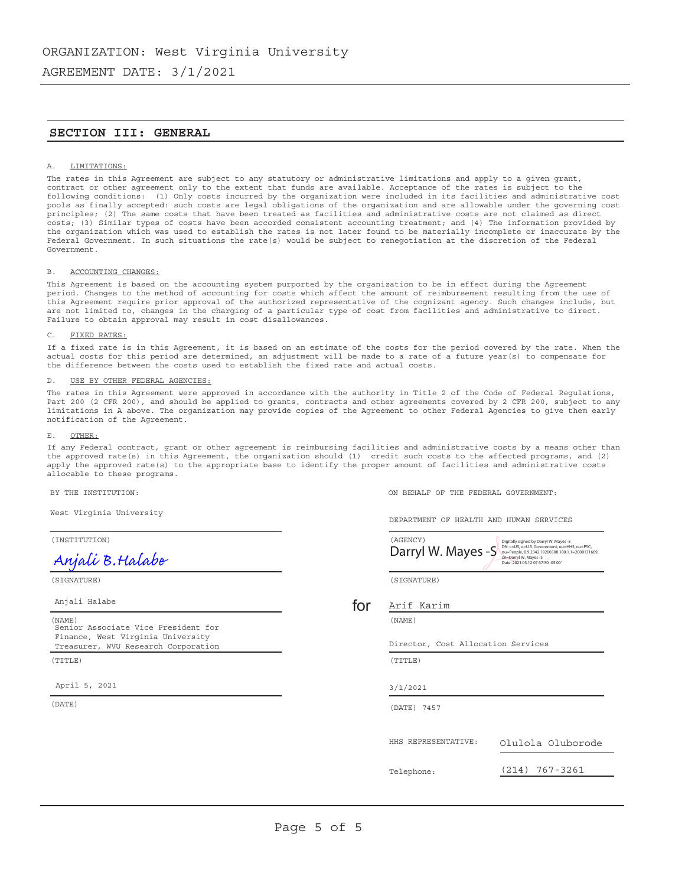ORGANIZATION: West Virginia University

AGREEMENT DATE: 3/1/2021

## SECTION III: GENERAL

A. LIMITATIONS:

The rates in this Agreement are subject to any statutory or administrative limitations and apply to a given grant, contract or other agreement only to the extent that funds are available. Acceptance of the rates is subject to the following conditions: (1) Only costs incurred by the organization were included in its facilities and administrative cost pools as finally accepted: such costs are legal obligations of the organization and are allowable under the governing cost principles; (2) The same costs that have been treated as facilities and administrative costs are not claimed as direct costs; (3) Similar types of costs have been accorded consistent accounting treatment; and (4) The information provided by the organization which was used to establish the rates is not later found to be materially incomplete or inaccurate by the Federal Government. In such situations the rate(s) would be subject to renegotiation at the discretion of the Federal Government.

B. ACCOUNTING CHANGES:

This Agreement is based on the accounting system purported by the organization to be in effect during the Agreement period. Changes to the method of accounting for costs which affect the amount of reimbursement resulting from the use of this Agreement require prior approval of the authorized representative of the cognizant agency. Such changes include, but are not limited to, changes in the charging of a particular type of cost from facilities and administrative to direct. Failure to obtain approval may result in cost disallowances.

C. FIXED RATES:

If a fixed rate is in this Agreement, it is based on an estimate of the costs for the period covered by the rate. When the actual costs for this period are determined, an adjustment will be made to a rate of a future year(s) to compensate for the difference between the costs used to establish the fixed rate and actual costs.

D. USE BY OTHER FEDERAL AGENCIES:

The rates in this Agreement were approved in accordance with the authority in Title 2 of the Code of Federal Regulations, Part 200 (2 CFR 200), and should be applied to grants, contracts and other agreements covered by 2 CFR 200, subject to any limitations in A above. The organization may provide copies of the Agreement to other Federal Agencies to give them early notification of the Agreement.

E. OTHER:

If any Federal contract, grant or other agreement is reimbursing facilities and administrative costs by a means other than the approved rate(s) in this Agreement, the organization should (1) credit such costs to the affected programs, and (2) apply the approved rate(s) to the appropriate base to identify the proper amount of facilities and administrative costs allocable to these programs.

BY THE INSTITUTION:

West Virginia University

(INSTITUTION)

*Anjali B.Halabe*

(SIGNATURE)

Anjali Halabe

(NAME)

Senior Associate Vice President for Finance, West Virginia University Treasurer, WVU Research Corporation

(TITLE)

April 5, 2021

(DATE)

ON BEHALF OF THE FEDERAL GOVERNMENT:

DEPARTMENT OF HEALTH AND HUMAN SERVICES

(AGENCY)

Darryl W. Mayes -S

Digitally signed by Darryl W. Mayes -S
DN: c=US, o=U.S. Government, ou=HHS, ou=PSC, ou=People, 0.9.2342.19200300.100.1.1=2000131669, cn=Darryl W. Mayes -S
Date: 2021.03.12 07:37:50 -05'00'

(SIGNATURE)

for Arif Karim

(NAME)

Director, Cost Allocation Services

(TITLE)

3/1/2021

(DATE) 7457

HHS REPRESENTATIVE: Olulola Oluborode

Telephone: (214) 767-3261